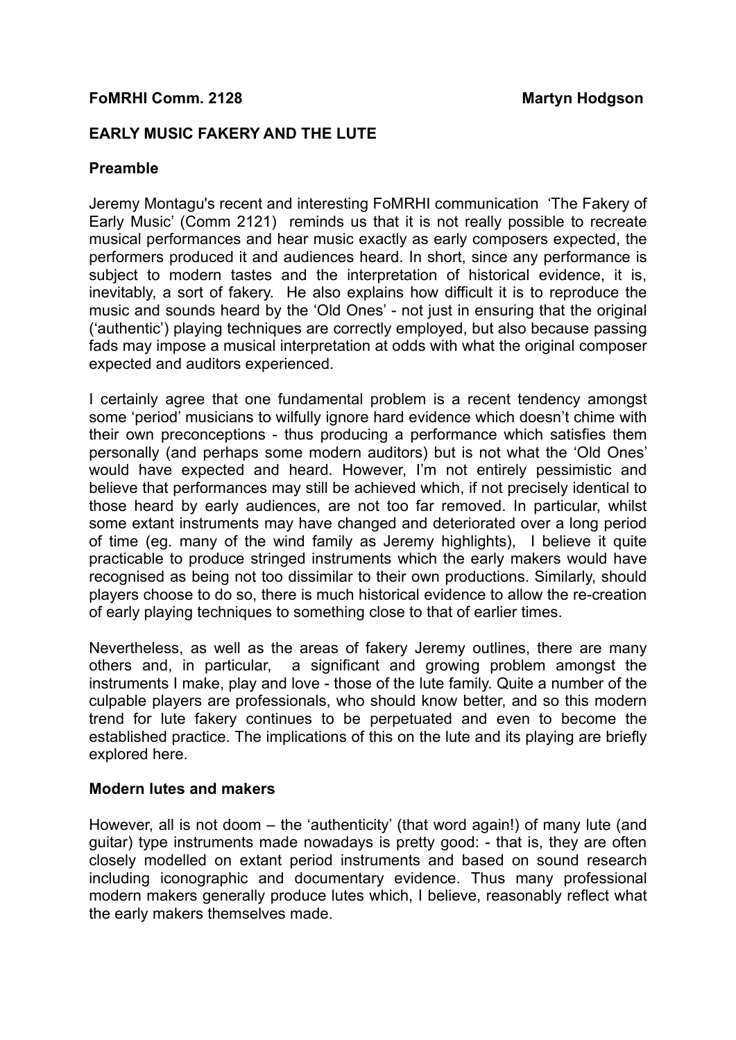**FoMRHI Comm. 2128** **Martyn Hodgson**

# EARLY MUSIC FAKERY AND THE LUTE

## Preamble

Jeremy Montagu's recent and interesting FoMRHI communication 'The Fakery of Early Music' (Comm 2121) reminds us that it is not really possible to recreate musical performances and hear music exactly as early composers expected, the performers produced it and audiences heard. In short, since any performance is subject to modern tastes and the interpretation of historical evidence, it is, inevitably, a sort of fakery. He also explains how difficult it is to reproduce the music and sounds heard by the 'Old Ones' - not just in ensuring that the original ('authentic') playing techniques are correctly employed, but also because passing fads may impose a musical interpretation at odds with what the original composer expected and auditors experienced.

I certainly agree that one fundamental problem is a recent tendency amongst some 'period' musicians to wilfully ignore hard evidence which doesn't chime with their own preconceptions - thus producing a performance which satisfies them personally (and perhaps some modern auditors) but is not what the 'Old Ones' would have expected and heard. However, I'm not entirely pessimistic and believe that performances may still be achieved which, if not precisely identical to those heard by early audiences, are not too far removed. In particular, whilst some extant instruments may have changed and deteriorated over a long period of time (eg. many of the wind family as Jeremy highlights), I believe it quite practicable to produce stringed instruments which the early makers would have recognised as being not too dissimilar to their own productions. Similarly, should players choose to do so, there is much historical evidence to allow the re-creation of early playing techniques to something close to that of earlier times.

Nevertheless, as well as the areas of fakery Jeremy outlines, there are many others and, in particular, a significant and growing problem amongst the instruments I make, play and love - those of the lute family. Quite a number of the culpable players are professionals, who should know better, and so this modern trend for lute fakery continues to be perpetuated and even to become the established practice. The implications of this on the lute and its playing are briefly explored here.

## Modern lutes and makers

However, all is not doom – the 'authenticity' (that word again!) of many lute (and guitar) type instruments made nowadays is pretty good: - that is, they are often closely modelled on extant period instruments and based on sound research including iconographic and documentary evidence. Thus many professional modern makers generally produce lutes which, I believe, reasonably reflect what the early makers themselves made.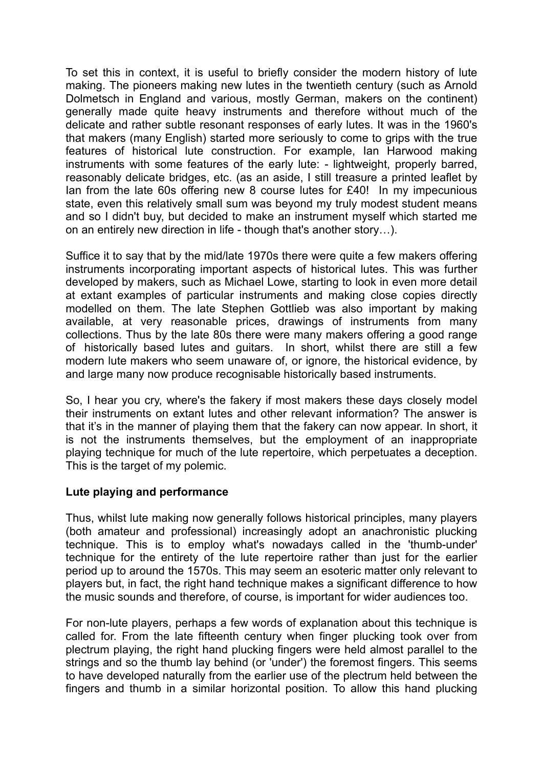To set this in context, it is useful to briefly consider the modern history of lute making. The pioneers making new lutes in the twentieth century (such as Arnold Dolmetsch in England and various, mostly German, makers on the continent) generally made quite heavy instruments and therefore without much of the delicate and rather subtle resonant responses of early lutes. It was in the 1960's that makers (many English) started more seriously to come to grips with the true features of historical lute construction. For example, Ian Harwood making instruments with some features of the early lute: - lightweight, properly barred, reasonably delicate bridges, etc. (as an aside, I still treasure a printed leaflet by Ian from the late 60s offering new 8 course lutes for £40! In my impecunious state, even this relatively small sum was beyond my truly modest student means and so I didn't buy, but decided to make an instrument myself which started me on an entirely new direction in life - though that's another story…).

Suffice it to say that by the mid/late 1970s there were quite a few makers offering instruments incorporating important aspects of historical lutes. This was further developed by makers, such as Michael Lowe, starting to look in even more detail at extant examples of particular instruments and making close copies directly modelled on them. The late Stephen Gottlieb was also important by making available, at very reasonable prices, drawings of instruments from many collections. Thus by the late 80s there were many makers offering a good range of historically based lutes and guitars. In short, whilst there are still a few modern lute makers who seem unaware of, or ignore, the historical evidence, by and large many now produce recognisable historically based instruments.

So, I hear you cry, where's the fakery if most makers these days closely model their instruments on extant lutes and other relevant information? The answer is that it's in the manner of playing them that the fakery can now appear. In short, it is not the instruments themselves, but the employment of an inappropriate playing technique for much of the lute repertoire, which perpetuates a deception. This is the target of my polemic.

**Lute playing and performance**

Thus, whilst lute making now generally follows historical principles, many players (both amateur and professional) increasingly adopt an anachronistic plucking technique. This is to employ what's nowadays called in the 'thumb-under' technique for the entirety of the lute repertoire rather than just for the earlier period up to around the 1570s. This may seem an esoteric matter only relevant to players but, in fact, the right hand technique makes a significant difference to how the music sounds and therefore, of course, is important for wider audiences too.

For non-lute players, perhaps a few words of explanation about this technique is called for. From the late fifteenth century when finger plucking took over from plectrum playing, the right hand plucking fingers were held almost parallel to the strings and so the thumb lay behind (or 'under') the foremost fingers. This seems to have developed naturally from the earlier use of the plectrum held between the fingers and thumb in a similar horizontal position. To allow this hand plucking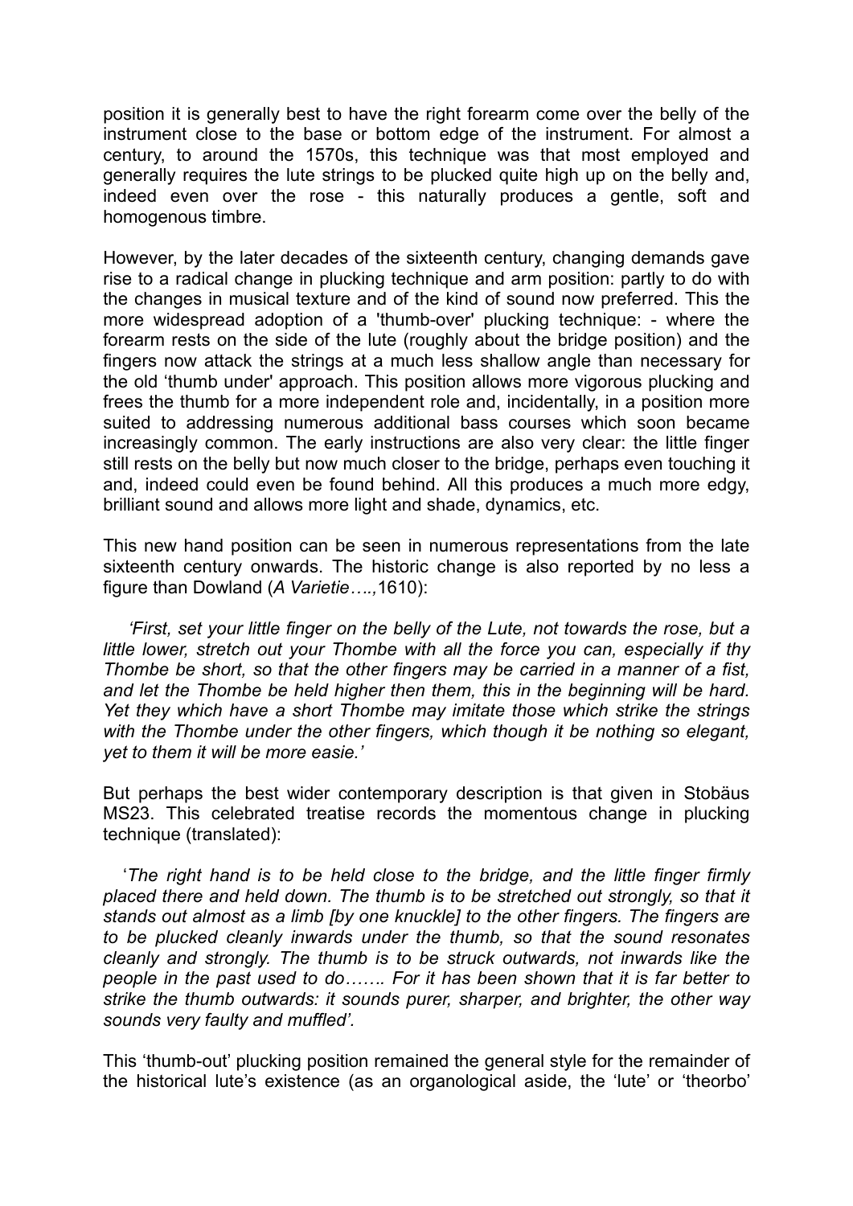position it is generally best to have the right forearm come over the belly of the instrument close to the base or bottom edge of the instrument. For almost a century, to around the 1570s, this technique was that most employed and generally requires the lute strings to be plucked quite high up on the belly and, indeed even over the rose - this naturally produces a gentle, soft and homogenous timbre.

However, by the later decades of the sixteenth century, changing demands gave rise to a radical change in plucking technique and arm position: partly to do with the changes in musical texture and of the kind of sound now preferred. This the more widespread adoption of a 'thumb-over' plucking technique: - where the forearm rests on the side of the lute (roughly about the bridge position) and the fingers now attack the strings at a much less shallow angle than necessary for the old 'thumb under' approach. This position allows more vigorous plucking and frees the thumb for a more independent role and, incidentally, in a position more suited to addressing numerous additional bass courses which soon became increasingly common. The early instructions are also very clear: the little finger still rests on the belly but now much closer to the bridge, perhaps even touching it and, indeed could even be found behind. All this produces a much more edgy, brilliant sound and allows more light and shade, dynamics, etc.

This new hand position can be seen in numerous representations from the late sixteenth century onwards. The historic change is also reported by no less a figure than Dowland (*A Varietie….,*1610):

> *'First, set your little finger on the belly of the Lute, not towards the rose, but a little lower, stretch out your Thombe with all the force you can, especially if thy Thombe be short, so that the other fingers may be carried in a manner of a fist, and let the Thombe be held higher then them, this in the beginning will be hard. Yet they which have a short Thombe may imitate those which strike the strings with the Thombe under the other fingers, which though it be nothing so elegant, yet to them it will be more easie.'*

But perhaps the best wider contemporary description is that given in Stobäus MS23. This celebrated treatise records the momentous change in plucking technique (translated):

> '*The right hand is to be held close to the bridge, and the little finger firmly placed there and held down. The thumb is to be stretched out strongly, so that it stands out almost as a limb [by one knuckle] to the other fingers. The fingers are to be plucked cleanly inwards under the thumb, so that the sound resonates cleanly and strongly. The thumb is to be struck outwards, not inwards like the people in the past used to do……. For it has been shown that it is far better to strike the thumb outwards: it sounds purer, sharper, and brighter, the other way sounds very faulty and muffled'.*

This 'thumb-out' plucking position remained the general style for the remainder of the historical lute's existence (as an organological aside, the 'lute' or 'theorbo'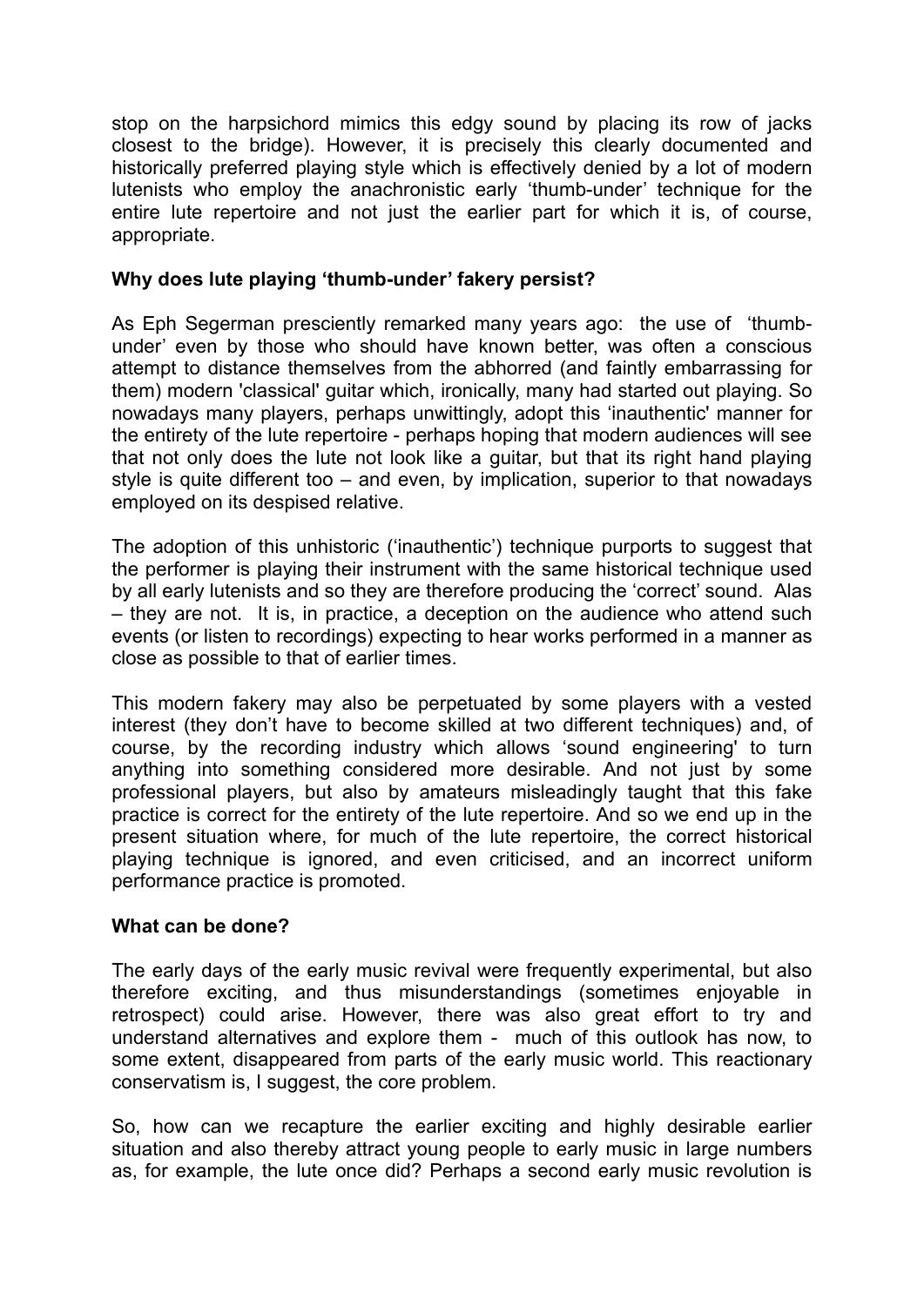stop on the harpsichord mimics this edgy sound by placing its row of jacks closest to the bridge). However, it is precisely this clearly documented and historically preferred playing style which is effectively denied by a lot of modern lutenists who employ the anachronistic early 'thumb-under' technique for the entire lute repertoire and not just the earlier part for which it is, of course, appropriate.

**Why does lute playing 'thumb-under' fakery persist?**

As Eph Segerman presciently remarked many years ago: the use of 'thumb-under' even by those who should have known better, was often a conscious attempt to distance themselves from the abhorred (and faintly embarrassing for them) modern 'classical' guitar which, ironically, many had started out playing. So nowadays many players, perhaps unwittingly, adopt this 'inauthentic' manner for the entirety of the lute repertoire - perhaps hoping that modern audiences will see that not only does the lute not look like a guitar, but that its right hand playing style is quite different too – and even, by implication, superior to that nowadays employed on its despised relative.

The adoption of this unhistoric ('inauthentic') technique purports to suggest that the performer is playing their instrument with the same historical technique used by all early lutenists and so they are therefore producing the 'correct' sound. Alas – they are not. It is, in practice, a deception on the audience who attend such events (or listen to recordings) expecting to hear works performed in a manner as close as possible to that of earlier times.

This modern fakery may also be perpetuated by some players with a vested interest (they don't have to become skilled at two different techniques) and, of course, by the recording industry which allows 'sound engineering' to turn anything into something considered more desirable. And not just by some professional players, but also by amateurs misleadingly taught that this fake practice is correct for the entirety of the lute repertoire. And so we end up in the present situation where, for much of the lute repertoire, the correct historical playing technique is ignored, and even criticised, and an incorrect uniform performance practice is promoted.

**What can be done?**

The early days of the early music revival were frequently experimental, but also therefore exciting, and thus misunderstandings (sometimes enjoyable in retrospect) could arise. However, there was also great effort to try and understand alternatives and explore them - much of this outlook has now, to some extent, disappeared from parts of the early music world. This reactionary conservatism is, I suggest, the core problem.

So, how can we recapture the earlier exciting and highly desirable earlier situation and also thereby attract young people to early music in large numbers as, for example, the lute once did? Perhaps a second early music revolution is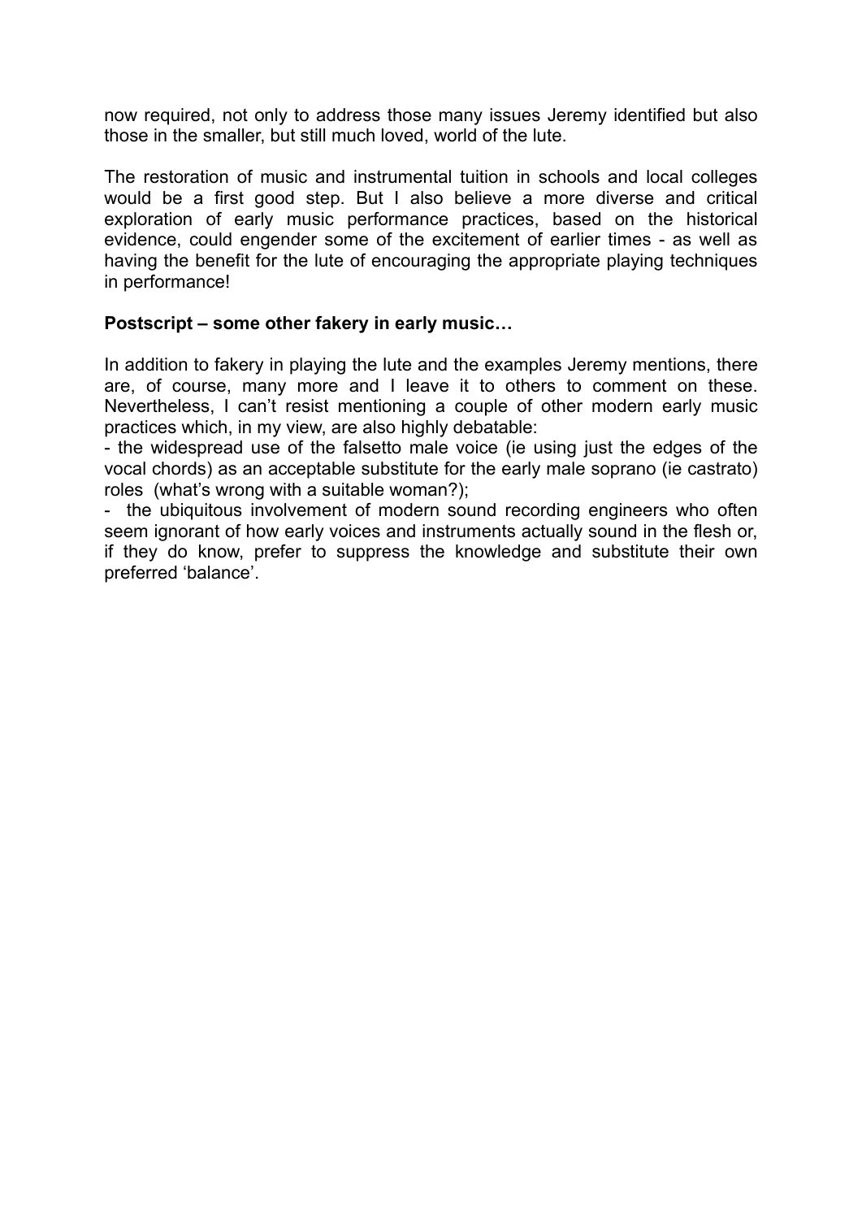now required, not only to address those many issues Jeremy identified but also those in the smaller, but still much loved, world of the lute.

The restoration of music and instrumental tuition in schools and local colleges would be a first good step. But I also believe a more diverse and critical exploration of early music performance practices, based on the historical evidence, could engender some of the excitement of earlier times - as well as having the benefit for the lute of encouraging the appropriate playing techniques in performance!

**Postscript – some other fakery in early music…**

In addition to fakery in playing the lute and the examples Jeremy mentions, there are, of course, many more and I leave it to others to comment on these. Nevertheless, I can't resist mentioning a couple of other modern early music practices which, in my view, are also highly debatable:

- the widespread use of the falsetto male voice (ie using just the edges of the vocal chords) as an acceptable substitute for the early male soprano (ie castrato) roles (what's wrong with a suitable woman?);
- the ubiquitous involvement of modern sound recording engineers who often seem ignorant of how early voices and instruments actually sound in the flesh or, if they do know, prefer to suppress the knowledge and substitute their own preferred 'balance'.